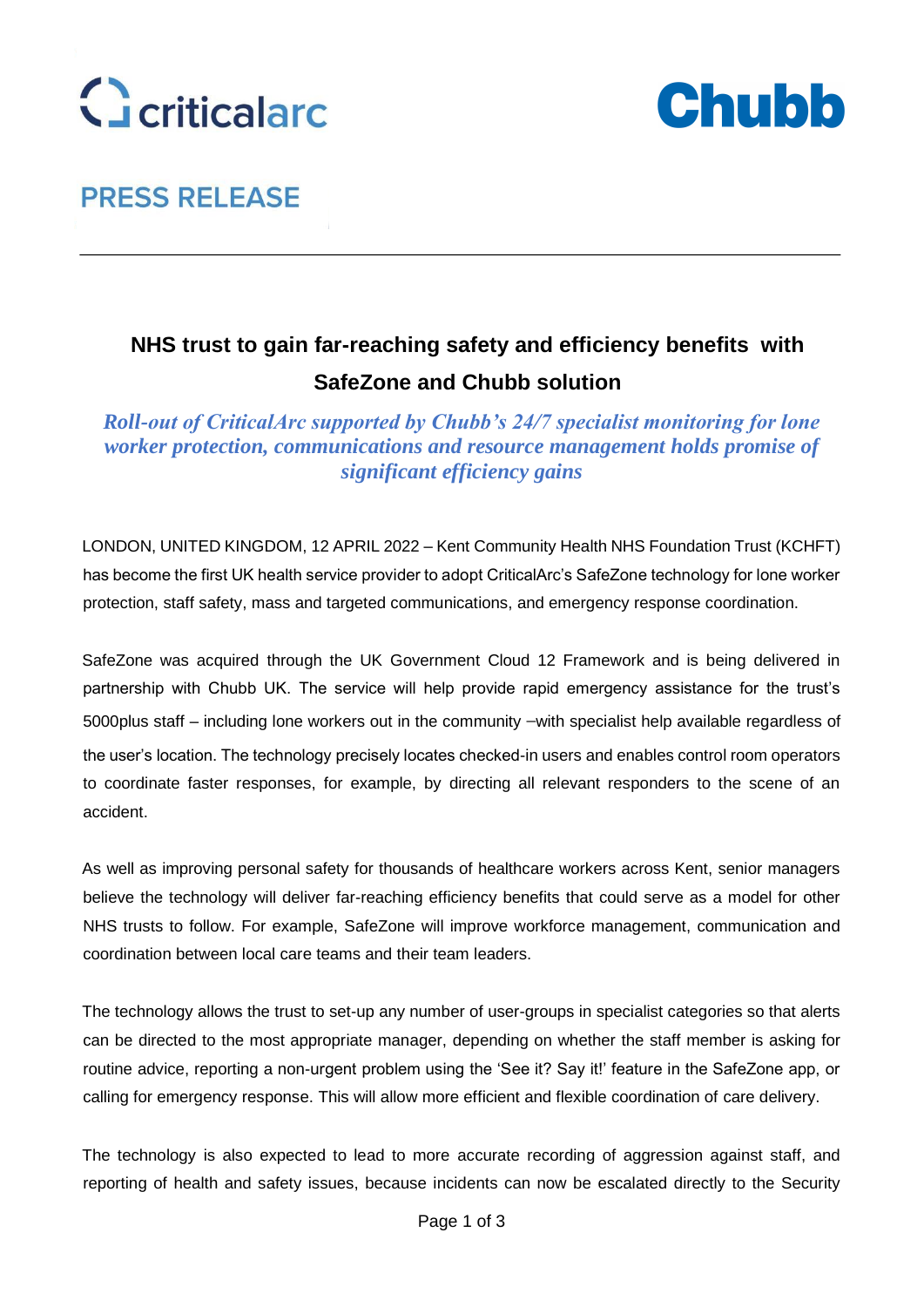criticalarc

Chubb

**PRESS RELEASE**

---

## NHS trust to gain far-reaching safety and efficiency benefits with SafeZone and Chubb solution

***Roll-out of CriticalArc supported by Chubb's 24/7 specialist monitoring for lone worker protection, communications and resource management holds promise of significant efficiency gains***

LONDON, UNITED KINGDOM, 12 APRIL 2022 – Kent Community Health NHS Foundation Trust (KCHFT) has become the first UK health service provider to adopt CriticalArc's SafeZone technology for lone worker protection, staff safety, mass and targeted communications, and emergency response coordination.

SafeZone was acquired through the UK Government Cloud 12 Framework and is being delivered in partnership with Chubb UK. The service will help provide rapid emergency assistance for the trust's 5000plus staff – including lone workers out in the community –with specialist help available regardless of the user's location. The technology precisely locates checked-in users and enables control room operators to coordinate faster responses, for example, by directing all relevant responders to the scene of an accident.

As well as improving personal safety for thousands of healthcare workers across Kent, senior managers believe the technology will deliver far-reaching efficiency benefits that could serve as a model for other NHS trusts to follow. For example, SafeZone will improve workforce management, communication and coordination between local care teams and their team leaders.

The technology allows the trust to set-up any number of user-groups in specialist categories so that alerts can be directed to the most appropriate manager, depending on whether the staff member is asking for routine advice, reporting a non-urgent problem using the 'See it? Say it!' feature in the SafeZone app, or calling for emergency response. This will allow more efficient and flexible coordination of care delivery.

The technology is also expected to lead to more accurate recording of aggression against staff, and reporting of health and safety issues, because incidents can now be escalated directly to the Security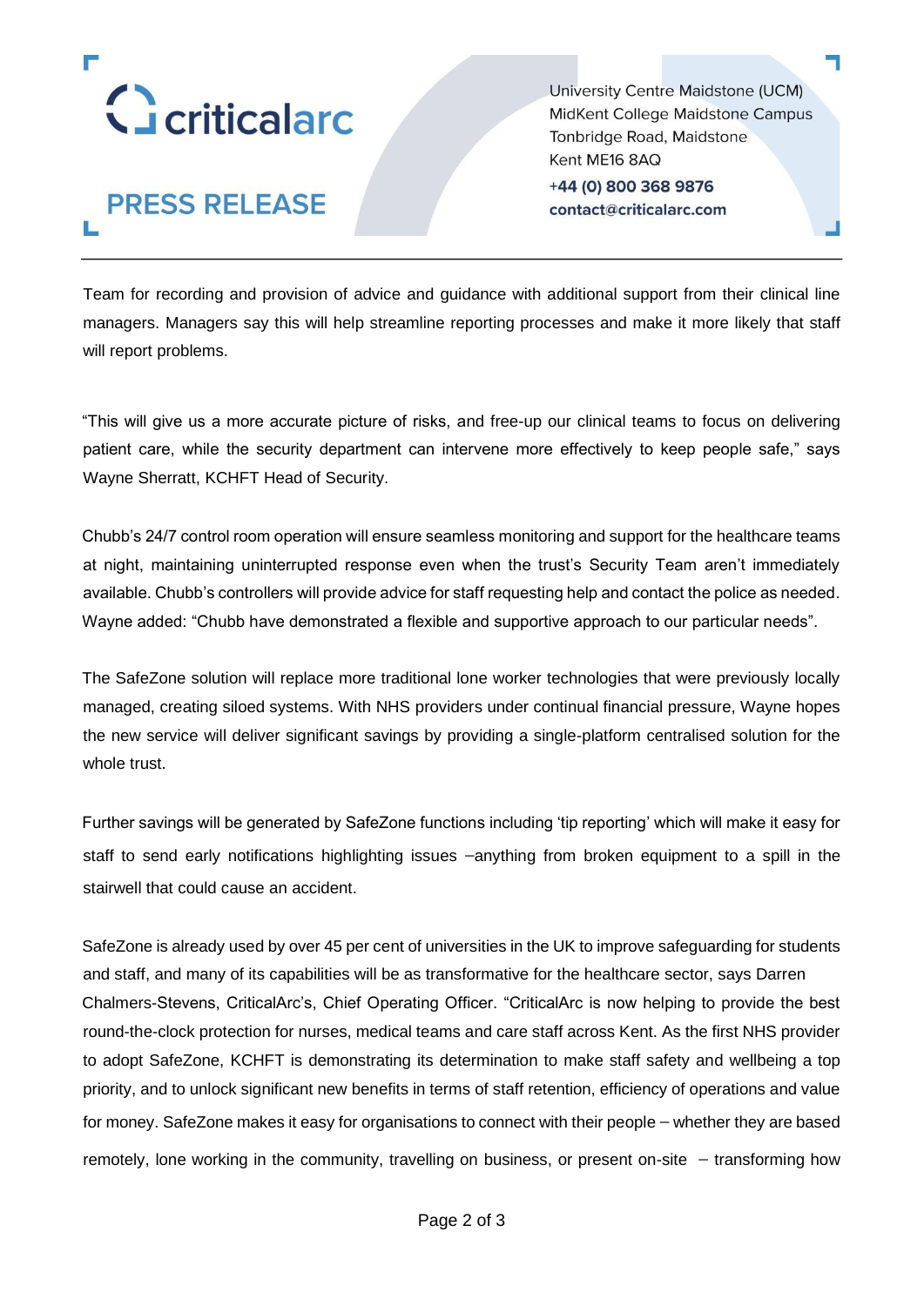Team for recording and provision of advice and guidance with additional support from their clinical line managers. Managers say this will help streamline reporting processes and make it more likely that staff will report problems.

"This will give us a more accurate picture of risks, and free-up our clinical teams to focus on delivering patient care, while the security department can intervene more effectively to keep people safe," says Wayne Sherratt, KCHFT Head of Security.

Chubb's 24/7 control room operation will ensure seamless monitoring and support for the healthcare teams at night, maintaining uninterrupted response even when the trust's Security Team aren't immediately available. Chubb's controllers will provide advice for staff requesting help and contact the police as needed. Wayne added: "Chubb have demonstrated a flexible and supportive approach to our particular needs".

The SafeZone solution will replace more traditional lone worker technologies that were previously locally managed, creating siloed systems. With NHS providers under continual financial pressure, Wayne hopes the new service will deliver significant savings by providing a single-platform centralised solution for the whole trust.

Further savings will be generated by SafeZone functions including 'tip reporting' which will make it easy for staff to send early notifications highlighting issues –anything from broken equipment to a spill in the stairwell that could cause an accident.

SafeZone is already used by over 45 per cent of universities in the UK to improve safeguarding for students and staff, and many of its capabilities will be as transformative for the healthcare sector, says Darren Chalmers-Stevens, CriticalArc's, Chief Operating Officer. "CriticalArc is now helping to provide the best round-the-clock protection for nurses, medical teams and care staff across Kent. As the first NHS provider to adopt SafeZone, KCHFT is demonstrating its determination to make staff safety and wellbeing a top priority, and to unlock significant new benefits in terms of staff retention, efficiency of operations and value for money. SafeZone makes it easy for organisations to connect with their people – whether they are based remotely, lone working in the community, travelling on business, or present on-site – transforming how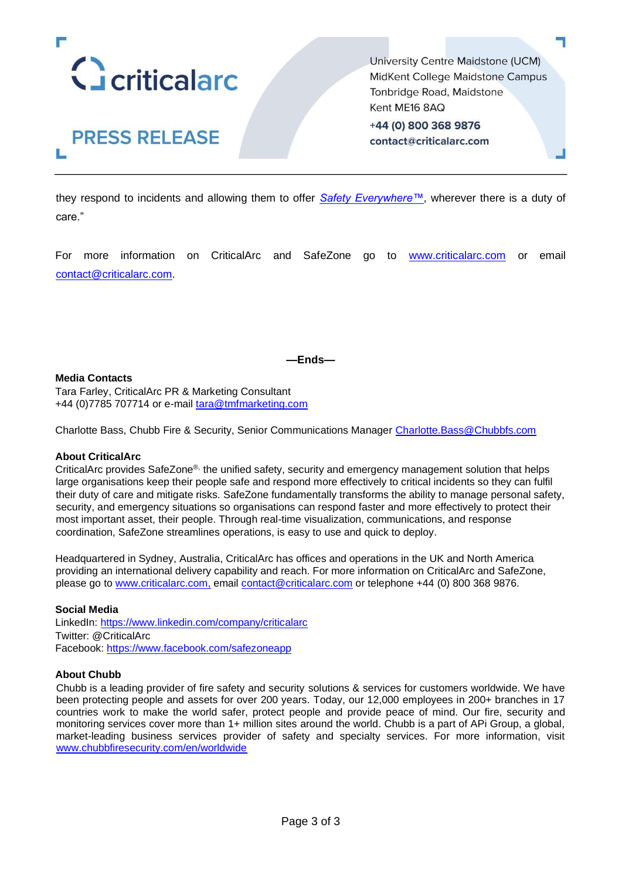they respond to incidents and allowing them to offer *Safety Everywhere™*, wherever there is a duty of care."

For more information on CriticalArc and SafeZone go to www.criticalarc.com or email contact@criticalarc.com.

**—Ends—**

**Media Contacts**
Tara Farley, CriticalArc PR & Marketing Consultant
+44 (0)7785 707714 or e-mail tara@tmfmarketing.com

Charlotte Bass, Chubb Fire & Security, Senior Communications Manager Charlotte.Bass@Chubbfs.com

**About CriticalArc**
CriticalArc provides SafeZone®, the unified safety, security and emergency management solution that helps large organisations keep their people safe and respond more effectively to critical incidents so they can fulfil their duty of care and mitigate risks. SafeZone fundamentally transforms the ability to manage personal safety, security, and emergency situations so organisations can respond faster and more effectively to protect their most important asset, their people. Through real-time visualization, communications, and response coordination, SafeZone streamlines operations, is easy to use and quick to deploy.

Headquartered in Sydney, Australia, CriticalArc has offices and operations in the UK and North America providing an international delivery capability and reach. For more information on CriticalArc and SafeZone, please go to www.criticalarc.com, email contact@criticalarc.com or telephone +44 (0) 800 368 9876.

**Social Media**
LinkedIn: https://www.linkedin.com/company/criticalarc
Twitter: @CriticalArc
Facebook: https://www.facebook.com/safezoneapp

**About Chubb**
Chubb is a leading provider of fire safety and security solutions & services for customers worldwide. We have been protecting people and assets for over 200 years. Today, our 12,000 employees in 200+ branches in 17 countries work to make the world safer, protect people and provide peace of mind. Our fire, security and monitoring services cover more than 1+ million sites around the world. Chubb is a part of APi Group, a global, market-leading business services provider of safety and specialty services. For more information, visit www.chubbfiresecurity.com/en/worldwide